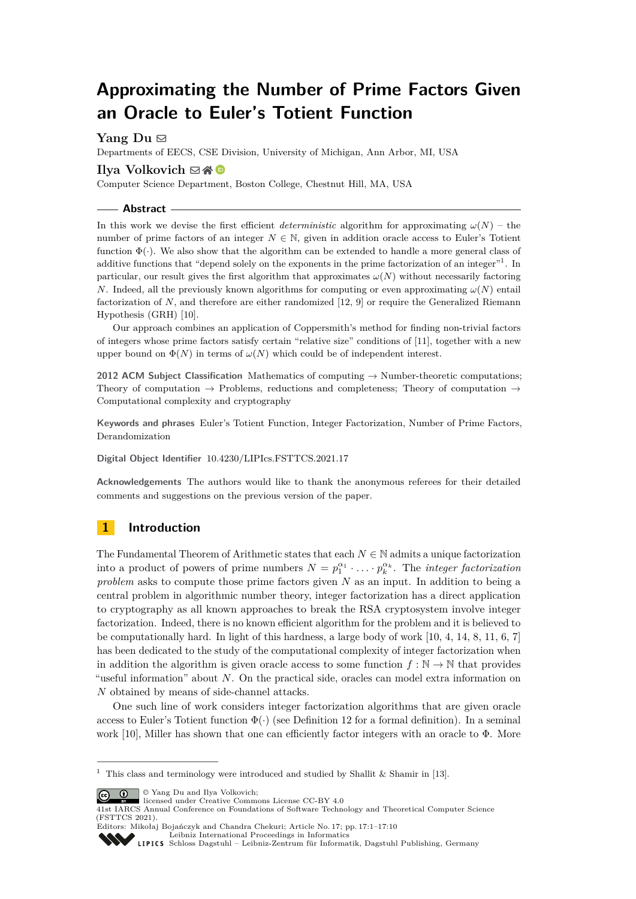# Approximating the Number of Prime Factors Given an Oracle to Euler's Totient Function

**Yang Du**

Departments of EECS, CSE Division, University of Michigan, Ann Arbor, MI, USA

**Ilya Volkovich**

Computer Science Department, Boston College, Chestnut Hill, MA, USA

## Abstract

In this work we devise the first efficient *deterministic* algorithm for approximating $\omega(N)$ – the number of prime factors of an integer $N \in \mathbb{N}$, given in addition oracle access to Euler's Totient function $\Phi(\cdot)$. We also show that the algorithm can be extended to handle a more general class of additive functions that "depend solely on the exponents in the prime factorization of an integer"[1]. In particular, our result gives the first algorithm that approximates $\omega(N)$ without necessarily factoring $N$. Indeed, all the previously known algorithms for computing or even approximating $\omega(N)$ entail factorization of $N$, and therefore are either randomized [12, 9] or require the Generalized Riemann Hypothesis (GRH) [10].

Our approach combines an application of Coppersmith's method for finding non-trivial factors of integers whose prime factors satisfy certain "relative size" conditions of [11], together with a new upper bound on $\Phi(N)$ in terms of $\omega(N)$ which could be of independent interest.

**2012 ACM Subject Classification** Mathematics of computing → Number-theoretic computations; Theory of computation → Problems, reductions and completeness; Theory of computation → Computational complexity and cryptography

**Keywords and phrases** Euler's Totient Function, Integer Factorization, Number of Prime Factors, Derandomization

**Digital Object Identifier** 10.4230/LIPIcs.FSTTCS.2021.17

**Acknowledgements** The authors would like to thank the anonymous referees for their detailed comments and suggestions on the previous version of the paper.

## 1 Introduction

The Fundamental Theorem of Arithmetic states that each $N \in \mathbb{N}$ admits a unique factorization into a product of powers of prime numbers $N = p_1^{\alpha_1} \cdot \ldots \cdot p_k^{\alpha_k}$. The *integer factorization problem* asks to compute those prime factors given $N$ as an input. In addition to being a central problem in algorithmic number theory, integer factorization has a direct application to cryptography as all known approaches to break the RSA cryptosystem involve integer factorization. Indeed, there is no known efficient algorithm for the problem and it is believed to be computationally hard. In light of this hardness, a large body of work [10, 4, 14, 8, 11, 6, 7] has been dedicated to the study of the computational complexity of integer factorization when in addition the algorithm is given oracle access to some function $f : \mathbb{N} \to \mathbb{N}$ that provides "useful information" about $N$. On the practical side, oracles can model extra information on $N$ obtained by means of side-channel attacks.

One such line of work considers integer factorization algorithms that are given oracle access to Euler's Totient function $\Phi(\cdot)$ (see Definition 12 for a formal definition). In a seminal work [10], Miller has shown that one can efficiently factor integers with an oracle to $\Phi$. More

---

[1] This class and terminology were introduced and studied by Shallit & Shamir in [13].

© Yang Du and Ilya Volkovich; licensed under Creative Commons License CC-BY 4.0

41st IARCS Annual Conference on Foundations of Software Technology and Theoretical Computer Science (FSTTCS 2021).

Editors: Mikołaj Bojańczyk and Chandra Chekuri; Article No. 17; pp. 17:1–17:10

Leibniz International Proceedings in Informatics

Schloss Dagstuhl – Leibniz-Zentrum für Informatik, Dagstuhl Publishing, Germany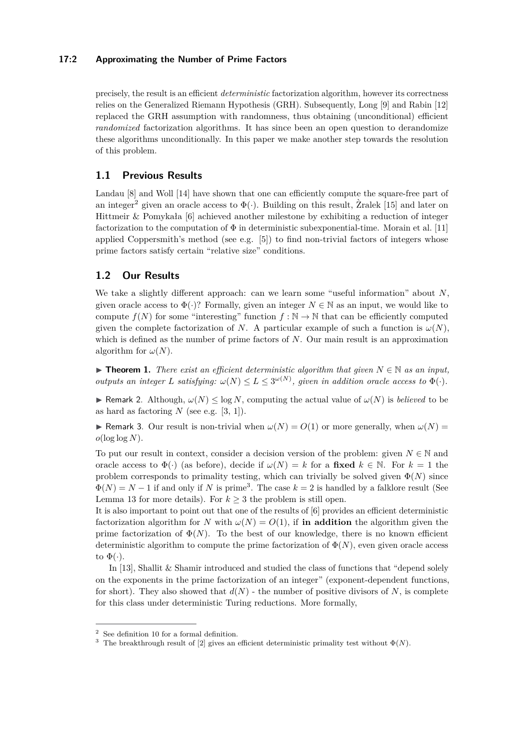precisely, the result is an efficient *deterministic* factorization algorithm, however its correctness relies on the Generalized Riemann Hypothesis (GRH). Subsequently, Long [9] and Rabin [12] replaced the GRH assumption with randomness, thus obtaining (unconditional) efficient *randomized* factorization algorithms. It has since been an open question to derandomize these algorithms unconditionally. In this paper we make another step towards the resolution of this problem.

## 1.1 Previous Results

Landau [8] and Woll [14] have shown that one can efficiently compute the square-free part of an integer[2] given an oracle access to $\Phi(\cdot)$. Building on this result, Żralek [15] and later on Hittmeir & Pomykała [6] achieved another milestone by exhibiting a reduction of integer factorization to the computation of $\Phi$ in deterministic subexponential-time. Morain et al. [11] applied Coppersmith's method (see e.g. [5]) to find non-trivial factors of integers whose prime factors satisfy certain "relative size" conditions.

## 1.2 Our Results

We take a slightly different approach: can we learn some "useful information" about $N$, given oracle access to $\Phi(\cdot)$? Formally, given an integer $N \in \mathbb{N}$ as an input, we would like to compute $f(N)$ for some "interesting" function $f : \mathbb{N} \to \mathbb{N}$ that can be efficiently computed given the complete factorization of $N$. A particular example of such a function is $\omega(N)$, which is defined as the number of prime factors of $N$. Our main result is an approximation algorithm for $\omega(N)$.

▶ **Theorem 1.** *There exist an efficient deterministic algorithm that given $N \in \mathbb{N}$ as an input, outputs an integer $L$ satisfying: $\omega(N) \leq L \leq 3^{\omega(N)}$, given in addition oracle access to $\Phi(\cdot)$.*

▶ Remark 2. Although, $\omega(N) \leq \log N$, computing the actual value of $\omega(N)$ is *believed* to be as hard as factoring $N$ (see e.g. [3, 1]).

▶ Remark 3. Our result is non-trivial when $\omega(N) = O(1)$ or more generally, when $\omega(N) = o(\log \log N)$.

To put our result in context, consider a decision version of the problem: given $N \in \mathbb{N}$ and oracle access to $\Phi(\cdot)$ (as before), decide if $\omega(N) = k$ for a **fixed** $k \in \mathbb{N}$. For $k = 1$ the problem corresponds to primality testing, which can trivially be solved given $\Phi(N)$ since $\Phi(N) = N - 1$ if and only if $N$ is prime[3]. The case $k = 2$ is handled by a falklore result (See Lemma 13 for more details). For $k \geq 3$ the problem is still open.

It is also important to point out that one of the results of [6] provides an efficient deterministic factorization algorithm for $N$ with $\omega(N) = O(1)$, if **in addition** the algorithm given the prime factorization of $\Phi(N)$. To the best of our knowledge, there is no known efficient deterministic algorithm to compute the prime factorization of $\Phi(N)$, even given oracle access to $\Phi(\cdot)$.

In [13], Shallit & Shamir introduced and studied the class of functions that "depend solely on the exponents in the prime factorization of an integer" (exponent-dependent functions, for short). They also showed that $d(N)$ - the number of positive divisors of $N$, is complete for this class under deterministic Turing reductions. More formally,

---

[2] See definition 10 for a formal definition.

[3] The breakthrough result of [2] gives an efficient deterministic primality test without $\Phi(N)$.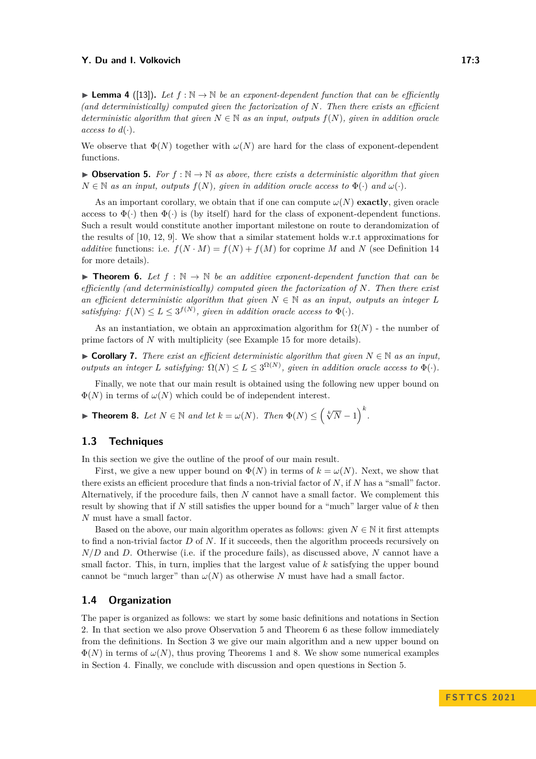▶ **Lemma 4** ([13]). *Let $f : \mathbb{N} \to \mathbb{N}$ be an exponent-dependent function that can be efficiently (and deterministically) computed given the factorization of $N$. Then there exists an efficient deterministic algorithm that given $N \in \mathbb{N}$ as an input, outputs $f(N)$, given in addition oracle access to $d(\cdot)$.*

We observe that $\Phi(N)$ together with $\omega(N)$ are hard for the class of exponent-dependent functions.

▶ **Observation 5.** *For $f : \mathbb{N} \to \mathbb{N}$ as above, there exists a deterministic algorithm that given $N \in \mathbb{N}$ as an input, outputs $f(N)$, given in addition oracle access to $\Phi(\cdot)$ and $\omega(\cdot)$.*

As an important corollary, we obtain that if one can compute $\omega(N)$ **exactly**, given oracle access to $\Phi(\cdot)$ then $\Phi(\cdot)$ is (by itself) hard for the class of exponent-dependent functions. Such a result would constitute another important milestone on route to derandomization of the results of [10, 12, 9]. We show that a similar statement holds w.r.t approximations for *additive* functions: i.e. $f(N \cdot M) = f(N) + f(M)$ for coprime $M$ and $N$ (see Definition 14 for more details).

▶ **Theorem 6.** *Let $f : \mathbb{N} \to \mathbb{N}$ be an additive exponent-dependent function that can be efficiently (and deterministically) computed given the factorization of $N$. Then there exist an efficient deterministic algorithm that given $N \in \mathbb{N}$ as an input, outputs an integer $L$ satisfying: $f(N) \leq L \leq 3^{f(N)}$, given in addition oracle access to $\Phi(\cdot)$.*

As an instantiation, we obtain an approximation algorithm for $\Omega(N)$ - the number of prime factors of $N$ with multiplicity (see Example 15 for more details).

▶ **Corollary 7.** *There exist an efficient deterministic algorithm that given $N \in \mathbb{N}$ as an input, outputs an integer $L$ satisfying: $\Omega(N) \leq L \leq 3^{\Omega(N)}$, given in addition oracle access to $\Phi(\cdot)$.*

Finally, we note that our main result is obtained using the following new upper bound on $\Phi(N)$ in terms of $\omega(N)$ which could be of independent interest.

▶ **Theorem 8.** *Let $N \in \mathbb{N}$ and let $k = \omega(N)$. Then $\Phi(N) \leq \left(\sqrt[k]{N} - 1\right)^k$.*

## 1.3 Techniques

In this section we give the outline of the proof of our main result.

First, we give a new upper bound on $\Phi(N)$ in terms of $k = \omega(N)$. Next, we show that there exists an efficient procedure that finds a non-trivial factor of $N$, if $N$ has a "small" factor. Alternatively, if the procedure fails, then $N$ cannot have a small factor. We complement this result by showing that if $N$ still satisfies the upper bound for a "much" larger value of $k$ then $N$ must have a small factor.

Based on the above, our main algorithm operates as follows: given $N \in \mathbb{N}$ it first attempts to find a non-trivial factor $D$ of $N$. If it succeeds, then the algorithm proceeds recursively on $N/D$ and $D$. Otherwise (i.e. if the procedure fails), as discussed above, $N$ cannot have a small factor. This, in turn, implies that the largest value of $k$ satisfying the upper bound cannot be "much larger" than $\omega(N)$ as otherwise $N$ must have had a small factor.

## 1.4 Organization

The paper is organized as follows: we start by some basic definitions and notations in Section 2. In that section we also prove Observation 5 and Theorem 6 as these follow immediately from the definitions. In Section 3 we give our main algorithm and a new upper bound on $\Phi(N)$ in terms of $\omega(N)$, thus proving Theorems 1 and 8. We show some numerical examples in Section 4. Finally, we conclude with discussion and open questions in Section 5.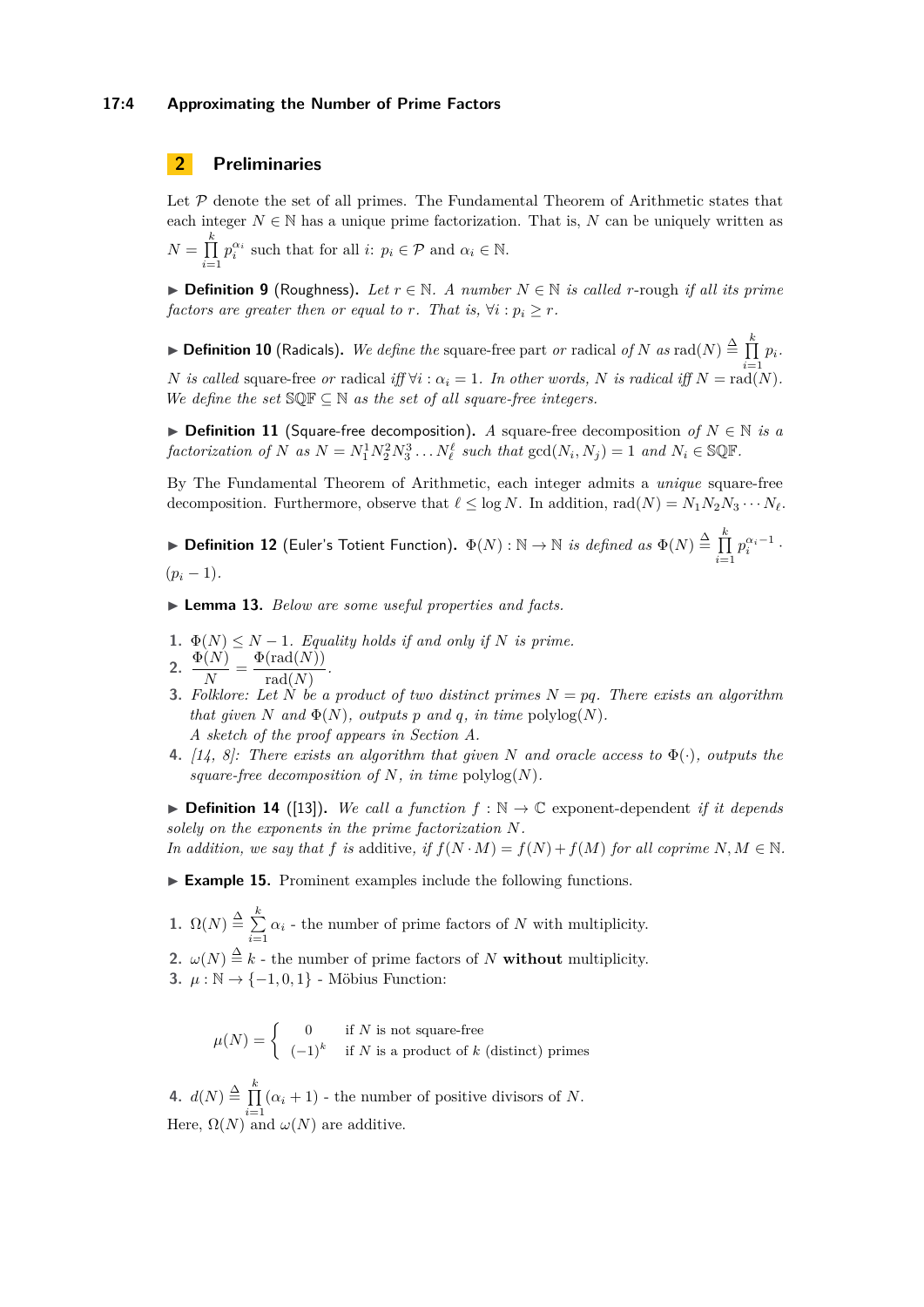## 2 Preliminaries

Let $\mathcal{P}$ denote the set of all primes. The Fundamental Theorem of Arithmetic states that each integer $N \in \mathbb{N}$ has a unique prime factorization. That is, $N$ can be uniquely written as $N = \prod_{i=1}^{k} p_i^{\alpha_i}$ such that for all $i$: $p_i \in \mathcal{P}$ and $\alpha_i \in \mathbb{N}$.

▶ **Definition 9** (Roughness). *Let $r \in \mathbb{N}$. A number $N \in \mathbb{N}$ is called* $r$-rough *if all its prime factors are greater then or equal to $r$. That is, $\forall i : p_i \geq r$.*

▶ **Definition 10** (Radicals). *We define the* square-free part *or* radical *of $N$ as $\text{rad}(N) \triangleq \prod_{i=1}^{k} p_i$. $N$ is called* square-free *or* radical *iff $\forall i : \alpha_i = 1$. In other words, $N$ is radical iff $N = \text{rad}(N)$. We define the set $\mathbb{SQF} \subseteq \mathbb{N}$ as the set of all square-free integers.*

▶ **Definition 11** (Square-free decomposition). *A* square-free decomposition *of $N \in \mathbb{N}$ is a factorization of $N$ as $N = N_1^1 N_2^2 N_3^3 \ldots N_\ell^\ell$ such that $\gcd(N_i, N_j) = 1$ and $N_i \in \mathbb{SQF}$.*

By The Fundamental Theorem of Arithmetic, each integer admits a *unique* square-free decomposition. Furthermore, observe that $\ell \leq \log N$. In addition, $\text{rad}(N) = N_1 N_2 N_3 \cdots N_\ell$.

▶ **Definition 12** (Euler's Totient Function). *$\Phi(N) : \mathbb{N} \to \mathbb{N}$ is defined as $\Phi(N) \triangleq \prod_{i=1}^{k} p_i^{\alpha_i - 1} \cdot (p_i - 1)$.*

▶ **Lemma 13.** *Below are some useful properties and facts.*

1. *$\Phi(N) \leq N - 1$. Equality holds if and only if $N$ is prime.*
2. $\dfrac{\Phi(N)}{N} = \dfrac{\Phi(\text{rad}(N))}{\text{rad}(N)}$.
3. *Folklore: Let $N$ be a product of two distinct primes $N = pq$. There exists an algorithm that given $N$ and $\Phi(N)$, outputs $p$ and $q$, in time* $\text{polylog}(N)$.
   *A sketch of the proof appears in Section A.*
4. *[14, 8]: There exists an algorithm that given $N$ and oracle access to $\Phi(\cdot)$, outputs the square-free decomposition of $N$, in time* $\text{polylog}(N)$.

▶ **Definition 14** ([13]). *We call a function $f : \mathbb{N} \to \mathbb{C}$* exponent-dependent *if it depends solely on the exponents in the prime factorization $N$.*
*In addition, we say that $f$ is* additive, *if $f(N \cdot M) = f(N) + f(M)$ for all coprime $N, M \in \mathbb{N}$.*

▶ **Example 15.** Prominent examples include the following functions.

1. $\Omega(N) \triangleq \sum_{i=1}^{k} \alpha_i$ - the number of prime factors of $N$ with multiplicity.
2. $\omega(N) \triangleq k$ - the number of prime factors of $N$ **without** multiplicity.
3. $\mu : \mathbb{N} \to \{-1, 0, 1\}$ - Möbius Function:

$$\mu(N) = \begin{cases} 0 & \text{if } N \text{ is not square-free} \\ (-1)^k & \text{if } N \text{ is a product of } k \text{ (distinct) primes} \end{cases}$$

4. $d(N) \triangleq \prod_{i=1}^{k} (\alpha_i + 1)$ - the number of positive divisors of $N$.

Here, $\Omega(N)$ and $\omega(N)$ are additive.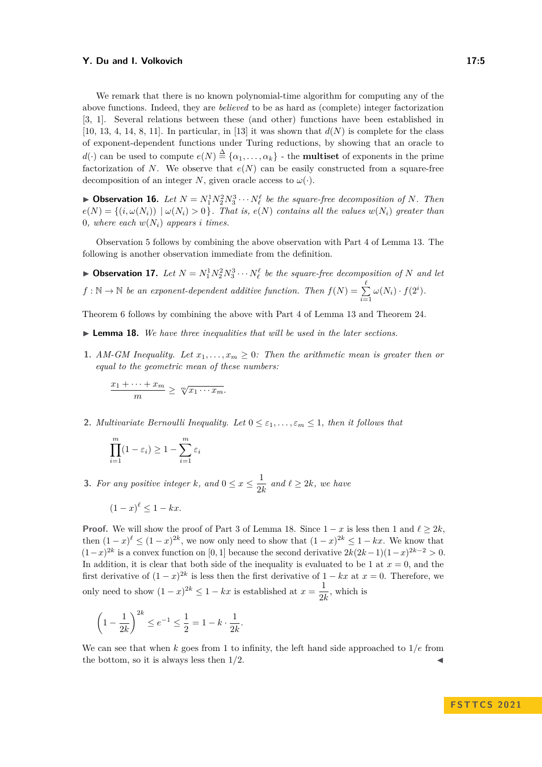We remark that there is no known polynomial-time algorithm for computing any of the above functions. Indeed, they are *believed* to be as hard as (complete) integer factorization [3, 1]. Several relations between these (and other) functions have been established in [10, 13, 4, 14, 8, 11]. In particular, in [13] it was shown that $d(N)$ is complete for the class of exponent-dependent functions under Turing reductions, by showing that an oracle to $d(\cdot)$ can be used to compute $e(N) \triangleq \{\alpha_1, \ldots, \alpha_k\}$ - the **multiset** of exponents in the prime factorization of $N$. We observe that $e(N)$ can be easily constructed from a square-free decomposition of an integer $N$, given oracle access to $\omega(\cdot)$.

▶ **Observation 16.** *Let $N = N_1^1 N_2^2 N_3^3 \cdots N_\ell^\ell$ be the square-free decomposition of $N$. Then $e(N) = \{(i, \omega(N_i)) \mid \omega(N_i) > 0\}$. That is, $e(N)$ contains all the values $w(N_i)$ greater than 0, where each $w(N_i)$ appears $i$ times.*

Observation 5 follows by combining the above observation with Part 4 of Lemma 13. The following is another observation immediate from the definition.

▶ **Observation 17.** *Let $N = N_1^1 N_2^2 N_3^3 \cdots N_\ell^\ell$ be the square-free decomposition of $N$ and let $f : \mathbb{N} \to \mathbb{N}$ be an exponent-dependent additive function. Then $f(N) = \sum_{i=1}^{\ell} \omega(N_i) \cdot f(2^i)$.*

Theorem 6 follows by combining the above with Part 4 of Lemma 13 and Theorem 24.

▶ **Lemma 18.** *We have three inequalities that will be used in the later sections.*

1. *AM-GM Inequality. Let $x_1, \ldots, x_m \geq 0$: Then the arithmetic mean is greater then or equal to the geometric mean of these numbers:*

$$\frac{x_1 + \cdots + x_m}{m} \geq \sqrt[m]{x_1 \cdots x_m}.$$

2. *Multivariate Bernoulli Inequality. Let $0 \leq \varepsilon_1, \ldots, \varepsilon_m \leq 1$, then it follows that*

$$\prod_{i=1}^{m} (1 - \varepsilon_i) \geq 1 - \sum_{i=1}^{m} \varepsilon_i$$

3. *For any positive integer $k$, and $0 \leq x \leq \dfrac{1}{2k}$ and $\ell \geq 2k$, we have*

$$(1 - x)^\ell \leq 1 - kx.$$

**Proof.** We will show the proof of Part 3 of Lemma 18. Since $1 - x$ is less then 1 and $\ell \geq 2k$, then $(1 - x)^\ell \leq (1 - x)^{2k}$, we now only need to show that $(1 - x)^{2k} \leq 1 - kx$. We know that $(1-x)^{2k}$ is a convex function on $[0, 1]$ because the second derivative $2k(2k-1)(1-x)^{2k-2} > 0$. In addition, it is clear that both side of the inequality is evaluated to be 1 at $x = 0$, and the first derivative of $(1 - x)^{2k}$ is less then the first derivative of $1 - kx$ at $x = 0$. Therefore, we only need to show $(1 - x)^{2k} \leq 1 - kx$ is established at $x = \dfrac{1}{2k}$, which is

$$\left(1 - \frac{1}{2k}\right)^{2k} \leq e^{-1} \leq \frac{1}{2} = 1 - k \cdot \frac{1}{2k}.$$

We can see that when $k$ goes from 1 to infinity, the left hand side approached to $1/e$ from the bottom, so it is always less then $1/2$. ◀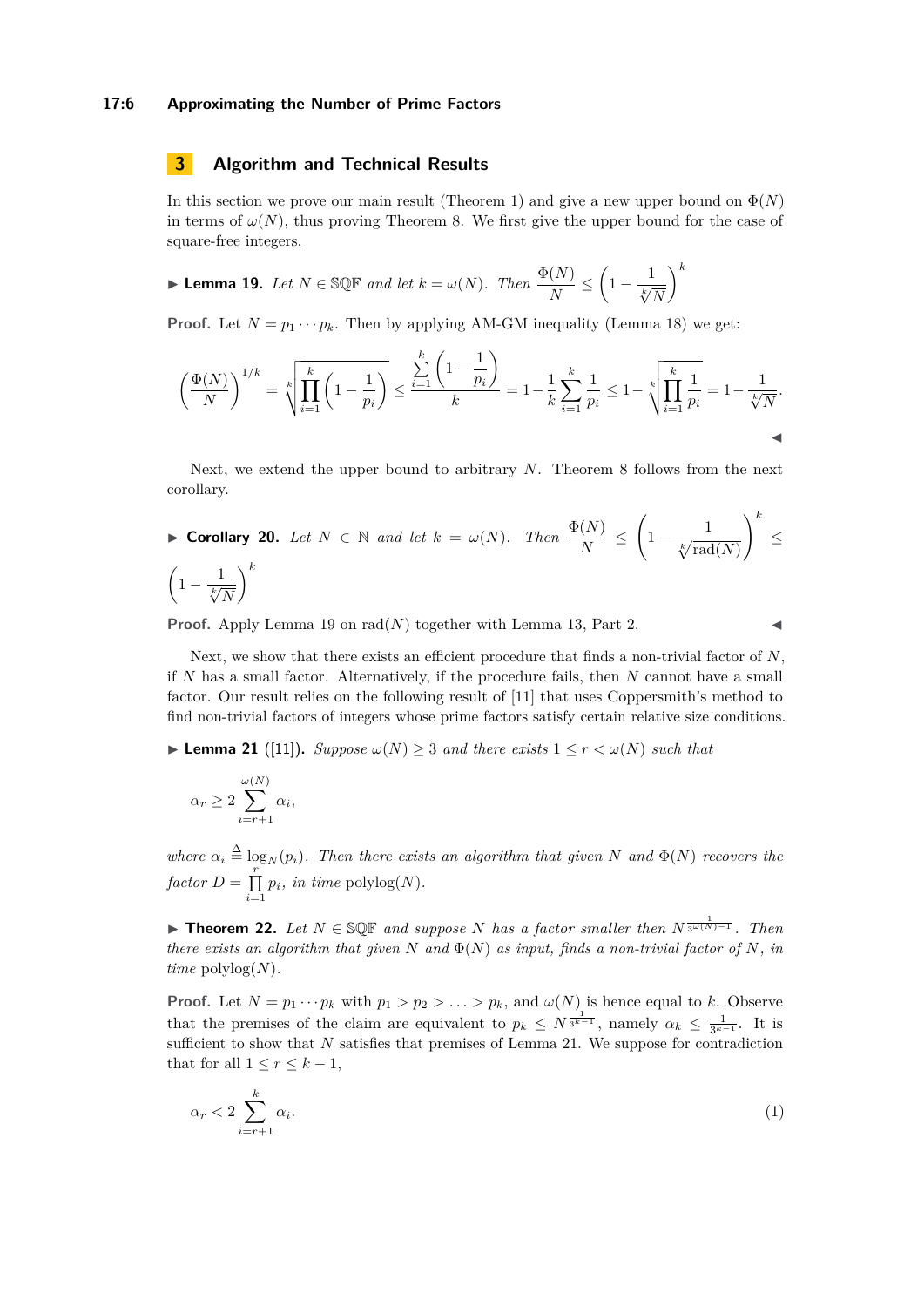## 3 Algorithm and Technical Results

In this section we prove our main result (Theorem 1) and give a new upper bound on $\Phi(N)$ in terms of $\omega(N)$, thus proving Theorem 8. We first give the upper bound for the case of square-free integers.

▶ **Lemma 19.** *Let $N \in \mathbb{SQF}$ and let $k = \omega(N)$. Then* $\frac{\Phi(N)}{N} \leq \left(1 - \frac{1}{\sqrt[k]{N}}\right)^k$

**Proof.** Let $N = p_1 \cdots p_k$. Then by applying AM-GM inequality (Lemma 18) we get:

$$\left(\frac{\Phi(N)}{N}\right)^{1/k} = \sqrt[k]{\prod_{i=1}^{k}\left(1-\frac{1}{p_i}\right)} \leq \frac{\sum_{i=1}^{k}\left(1-\frac{1}{p_i}\right)}{k} = 1 - \frac{1}{k}\sum_{i=1}^{k}\frac{1}{p_i} \leq 1 - \sqrt[k]{\prod_{i=1}^{k}\frac{1}{p_i}} = 1 - \frac{1}{\sqrt[k]{N}}.$$

◀

Next, we extend the upper bound to arbitrary $N$. Theorem 8 follows from the next corollary.

▶ **Corollary 20.** *Let $N \in \mathbb{N}$ and let $k = \omega(N)$. Then* $\frac{\Phi(N)}{N} \leq \left(1 - \frac{1}{\sqrt[k]{\mathrm{rad}(N)}}\right)^k \leq \left(1 - \frac{1}{\sqrt[k]{N}}\right)^k$

**Proof.** Apply Lemma 19 on $\mathrm{rad}(N)$ together with Lemma 13, Part 2. ◀

Next, we show that there exists an efficient procedure that finds a non-trivial factor of $N$, if $N$ has a small factor. Alternatively, if the procedure fails, then $N$ cannot have a small factor. Our result relies on the following result of [11] that uses Coppersmith's method to find non-trivial factors of integers whose prime factors satisfy certain relative size conditions.

▶ **Lemma 21** ([11]). *Suppose $\omega(N) \geq 3$ and there exists $1 \leq r < \omega(N)$ such that*

$$\alpha_r \geq 2\sum_{i=r+1}^{\omega(N)} \alpha_i,$$

*where $\alpha_i \triangleq \log_N(p_i)$. Then there exists an algorithm that given $N$ and $\Phi(N)$ recovers the factor $D = \prod_{i=1}^{r} p_i$, in time $\mathrm{polylog}(N)$.*

▶ **Theorem 22.** *Let $N \in \mathbb{SQF}$ and suppose $N$ has a factor smaller then $N^{\frac{1}{3^{\omega(N)-1}}}$. Then there exists an algorithm that given $N$ and $\Phi(N)$ as input, finds a non-trivial factor of $N$, in time $\mathrm{polylog}(N)$.*

**Proof.** Let $N = p_1 \cdots p_k$ with $p_1 > p_2 > \ldots > p_k$, and $\omega(N)$ is hence equal to $k$. Observe that the premises of the claim are equivalent to $p_k \leq N^{\frac{1}{3^{k-1}}}$, namely $\alpha_k \leq \frac{1}{3^{k-1}}$. It is sufficient to show that $N$ satisfies premises of Lemma 21. We suppose for contradiction that for all $1 \leq r \leq k-1$,

$$\alpha_r < 2\sum_{i=r+1}^{k} \alpha_i. \tag{1}$$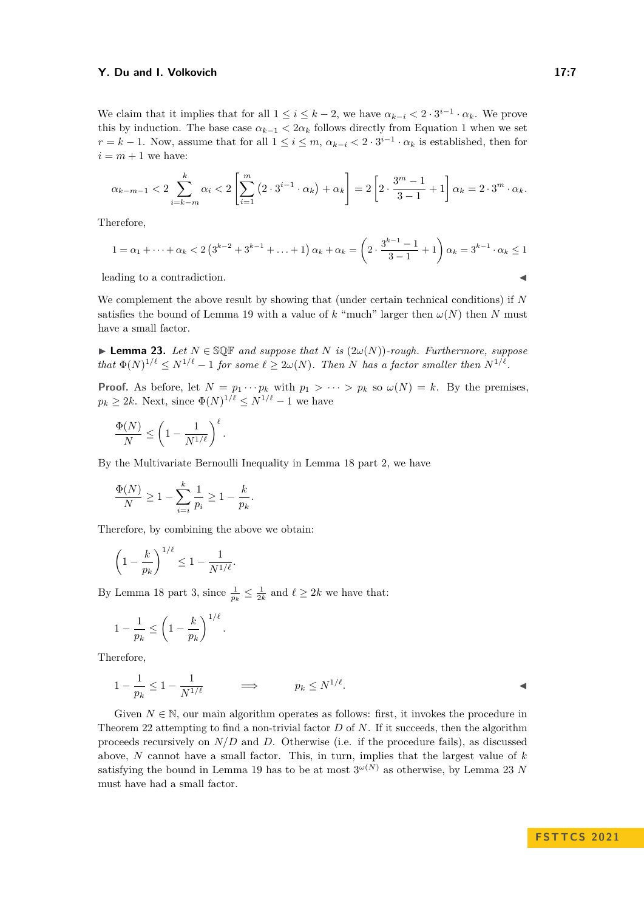We claim that it implies that for all $1 \leq i \leq k-2$, we have $\alpha_{k-i} < 2 \cdot 3^{i-1} \cdot \alpha_k$. We prove this by induction. The base case $\alpha_{k-1} < 2\alpha_k$ follows directly from Equation 1 when we set $r = k-1$. Now, assume that for all $1 \leq i \leq m$, $\alpha_{k-i} < 2 \cdot 3^{i-1} \cdot \alpha_k$ is established, then for $i = m+1$ we have:

$$\alpha_{k-m-1} < 2 \sum_{i=k-m}^{k} \alpha_i < 2 \left[ \sum_{i=1}^{m} \left(2 \cdot 3^{i-1} \cdot \alpha_k\right) + \alpha_k \right] = 2 \left[ 2 \cdot \frac{3^m - 1}{3-1} + 1 \right] \alpha_k = 2 \cdot 3^m \cdot \alpha_k.$$

Therefore,

$$1 = \alpha_1 + \cdots + \alpha_k < 2 \left(3^{k-2} + 3^{k-1} + \ldots + 1\right) \alpha_k + \alpha_k = \left( 2 \cdot \frac{3^{k-1} - 1}{3-1} + 1 \right) \alpha_k = 3^{k-1} \cdot \alpha_k \leq 1$$

leading to a contradiction. ◂

We complement the above result by showing that (under certain technical conditions) if $N$ satisfies the bound of Lemma 19 with a value of $k$ "much" larger then $\omega(N)$ then $N$ must have a small factor.

▶ **Lemma 23.** *Let $N \in \mathbb{SQF}$ and suppose that $N$ is $(2\omega(N))$-rough. Furthermore, suppose that $\Phi(N)^{1/\ell} \leq N^{1/\ell} - 1$ for some $\ell \geq 2\omega(N)$. Then $N$ has a factor smaller then $N^{1/\ell}$.*

**Proof.** As before, let $N = p_1 \cdots p_k$ with $p_1 > \cdots > p_k$ so $\omega(N) = k$. By the premises, $p_k \geq 2k$. Next, since $\Phi(N)^{1/\ell} \leq N^{1/\ell} - 1$ we have

$$\frac{\Phi(N)}{N} \leq \left(1 - \frac{1}{N^{1/\ell}}\right)^{\ell}.$$

By the Multivariate Bernoulli Inequality in Lemma 18 part 2, we have

$$\frac{\Phi(N)}{N} \geq 1 - \sum_{i=i}^{k} \frac{1}{p_i} \geq 1 - \frac{k}{p_k}.$$

Therefore, by combining the above we obtain:

$$\left(1 - \frac{k}{p_k}\right)^{1/\ell} \leq 1 - \frac{1}{N^{1/\ell}}.$$

By Lemma 18 part 3, since $\frac{1}{p_k} \leq \frac{1}{2k}$ and $\ell \geq 2k$ we have that:

$$1 - \frac{1}{p_k} \leq \left(1 - \frac{k}{p_k}\right)^{1/\ell}.$$

Therefore,

$$1 - \frac{1}{p_k} \leq 1 - \frac{1}{N^{1/\ell}} \qquad \Longrightarrow \qquad p_k \leq N^{1/\ell}.$$ ◂

Given $N \in \mathbb{N}$, our main algorithm operates as follows: first, it invokes the procedure in Theorem 22 attempting to find a non-trivial factor $D$ of $N$. If it succeeds, then the algorithm proceeds recursively on $N/D$ and $D$. Otherwise (i.e. if the procedure fails), as discussed above, $N$ cannot have a small factor. This, in turn, implies that the largest value of $k$ satisfying the bound in Lemma 19 has to be at most $3^{\omega(N)}$ as otherwise, by Lemma 23 $N$ must have had a small factor.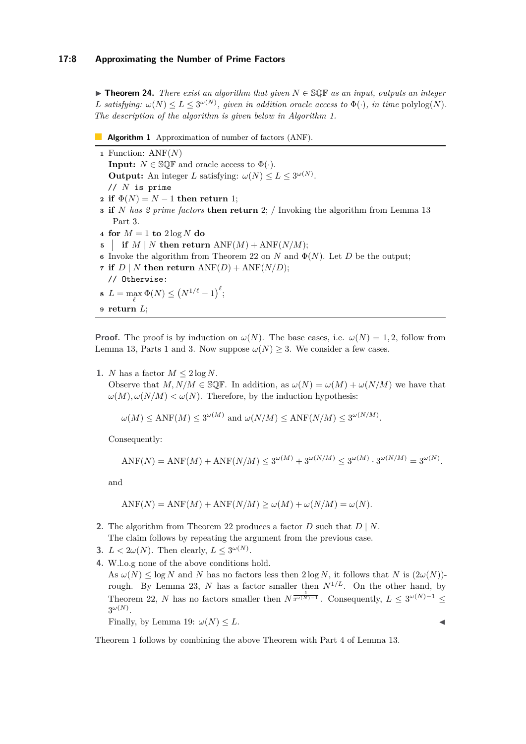**Theorem 24.** *There exist an algorithm that given $N \in \mathbb{SQF}$ as an input, outputs an integer $L$ satisfying: $\omega(N) \leq L \leq 3^{\omega(N)}$, given in addition oracle access to $\Phi(\cdot)$, in time* polylog$(N)$*. The description of the algorithm is given below in Algorithm 1.*

**Algorithm 1** Approximation of number of factors (ANF).

```
1  Function: ANF(N)
   Input: N ∈ SQF and oracle access to Φ(·).
   Output: An integer L satisfying: ω(N) ≤ L ≤ 3^ω(N).
   // N is prime
2  if Φ(N) = N − 1 then return 1;
3  if N has 2 prime factors then return 2; / Invoking the algorithm from Lemma 13
     Part 3.
4  for M = 1 to 2 log N do
5  |  if M | N then return ANF(M) + ANF(N/M);
6  Invoke the algorithm from Theorem 22 on N and Φ(N). Let D be the output;
7  if D | N then return ANF(D) + ANF(N/D);
   // Otherwise:
8  L = max_ℓ Φ(N) ≤ (N^(1/ℓ) − 1)^ℓ;
9  return L;
```

**Proof.** The proof is by induction on $\omega(N)$. The base cases, i.e. $\omega(N) = 1, 2$, follow from Lemma 13, Parts 1 and 3. Now suppose $\omega(N) \geq 3$. We consider a few cases.

1. $N$ has a factor $M \leq 2 \log N$.
   Observe that $M, N/M \in \mathbb{SQF}$. In addition, as $\omega(N) = \omega(M) + \omega(N/M)$ we have that $\omega(M), \omega(N/M) < \omega(N)$. Therefore, by the induction hypothesis:

   $$\omega(M) \leq \text{ANF}(M) \leq 3^{\omega(M)} \text{ and } \omega(N/M) \leq \text{ANF}(N/M) \leq 3^{\omega(N/M)}.$$

   Consequently:

   $$\text{ANF}(N) = \text{ANF}(M) + \text{ANF}(N/M) \leq 3^{\omega(M)} + 3^{\omega(N/M)} \leq 3^{\omega(M)} \cdot 3^{\omega(N/M)} = 3^{\omega(N)}.$$

   and

   $$\text{ANF}(N) = \text{ANF}(M) + \text{ANF}(N/M) \geq \omega(M) + \omega(N/M) = \omega(N).$$

2. The algorithm from Theorem 22 produces a factor $D$ such that $D \mid N$.
   The claim follows by repeating the argument from the previous case.
3. $L < 2\omega(N)$. Then clearly, $L \leq 3^{\omega(N)}$.
4. W.l.o.g none of the above conditions hold.
   As $\omega(N) \leq \log N$ and $N$ has no factors less then $2 \log N$, it follows that $N$ is $(2\omega(N))$-rough. By Lemma 23, $N$ has a factor smaller then $N^{1/L}$. On the other hand, by Theorem 22, $N$ has no factors smaller then $N^{\frac{1}{3^{\omega(N)-1}}}$. Consequently, $L \leq 3^{\omega(N)-1} \leq 3^{\omega(N)}$.
   Finally, by Lemma 19: $\omega(N) \leq L$. ◀

Theorem 1 follows by combining the above Theorem with Part 4 of Lemma 13.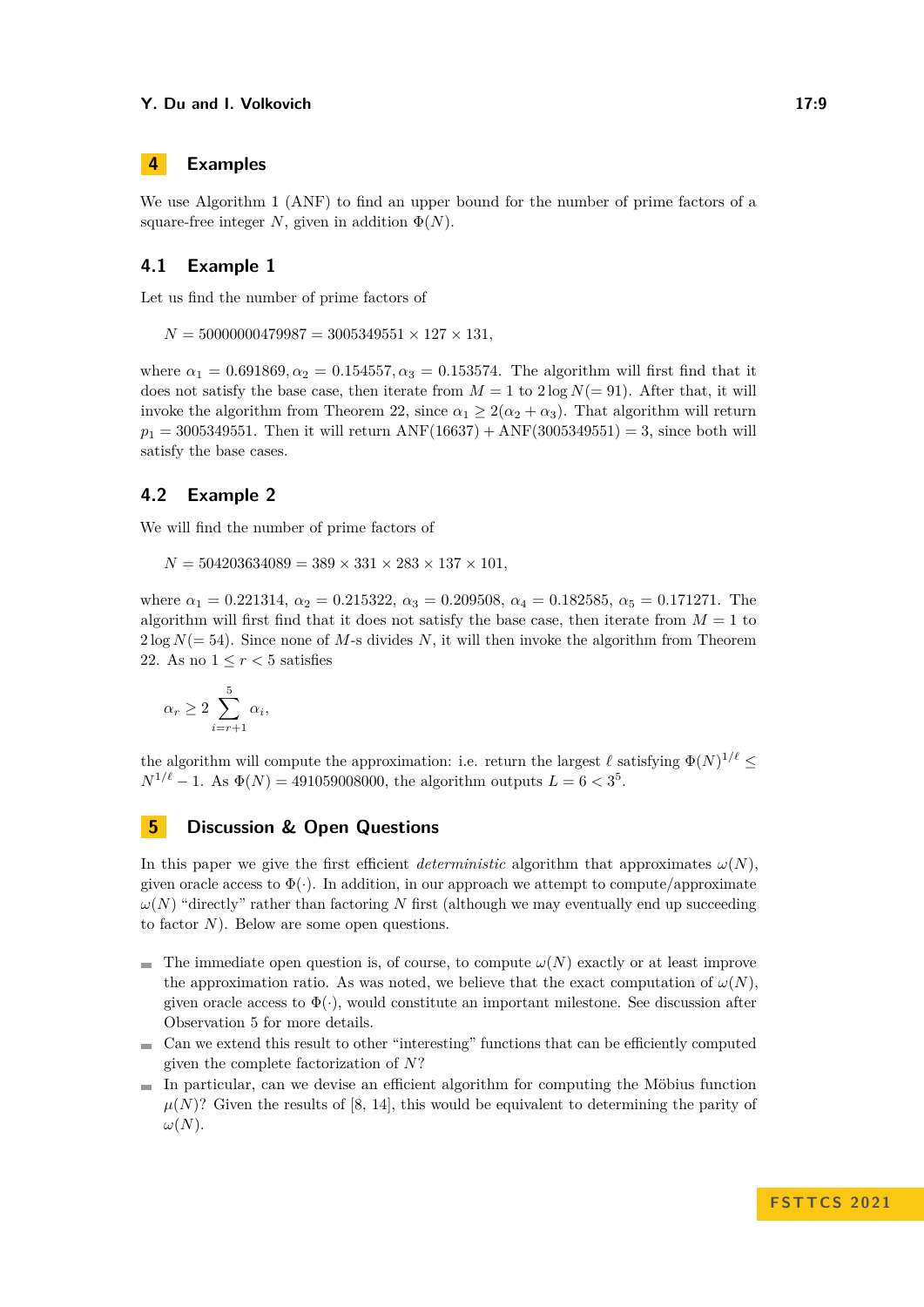# 4 Examples

We use Algorithm 1 (ANF) to find an upper bound for the number of prime factors of a square-free integer $N$, given in addition $\Phi(N)$.

## 4.1 Example 1

Let us find the number of prime factors of

$$N = 50000000479987 = 3005349551 \times 127 \times 131,$$

where $\alpha_1 = 0.691869, \alpha_2 = 0.154557, \alpha_3 = 0.153574$. The algorithm will first find that it does not satisfy the base case, then iterate from $M = 1$ to $2 \log N (= 91)$. After that, it will invoke the algorithm from Theorem 22, since $\alpha_1 \geq 2(\alpha_2 + \alpha_3)$. That algorithm will return $p_1 = 3005349551$. Then it will return $\text{ANF}(16637) + \text{ANF}(3005349551) = 3$, since both will satisfy the base cases.

## 4.2 Example 2

We will find the number of prime factors of

$$N = 504203634089 = 389 \times 331 \times 283 \times 137 \times 101,$$

where $\alpha_1 = 0.221314$, $\alpha_2 = 0.215322$, $\alpha_3 = 0.209508$, $\alpha_4 = 0.182585$, $\alpha_5 = 0.171271$. The algorithm will first find that it does not satisfy the base case, then iterate from $M = 1$ to $2 \log N (= 54)$. Since none of $M$-s divides $N$, it will then invoke the algorithm from Theorem 22. As no $1 \leq r < 5$ satisfies

$$\alpha_r \geq 2 \sum_{i=r+1}^{5} \alpha_i,$$

the algorithm will compute the approximation: i.e. return the largest $\ell$ satisfying $\Phi(N)^{1/\ell} \leq N^{1/\ell} - 1$. As $\Phi(N) = 491059008000$, the algorithm outputs $L = 6 < 3^5$.

# 5 Discussion & Open Questions

In this paper we give the first efficient *deterministic* algorithm that approximates $\omega(N)$, given oracle access to $\Phi(\cdot)$. In addition, in our approach we attempt to compute/approximate $\omega(N)$ "directly" rather than factoring $N$ first (although we may eventually end up succeeding to factor $N$). Below are some open questions.

- The immediate open question is, of course, to compute $\omega(N)$ exactly or at least improve the approximation ratio. As was noted, we believe that the exact computation of $\omega(N)$, given oracle access to $\Phi(\cdot)$, would constitute an important milestone. See discussion after Observation 5 for more details.
- Can we extend this result to other "interesting" functions that can be efficiently computed given the complete factorization of $N$?
- In particular, can we devise an efficient algorithm for computing the Möbius function $\mu(N)$? Given the results of [8, 14], this would be equivalent to determining the parity of $\omega(N)$.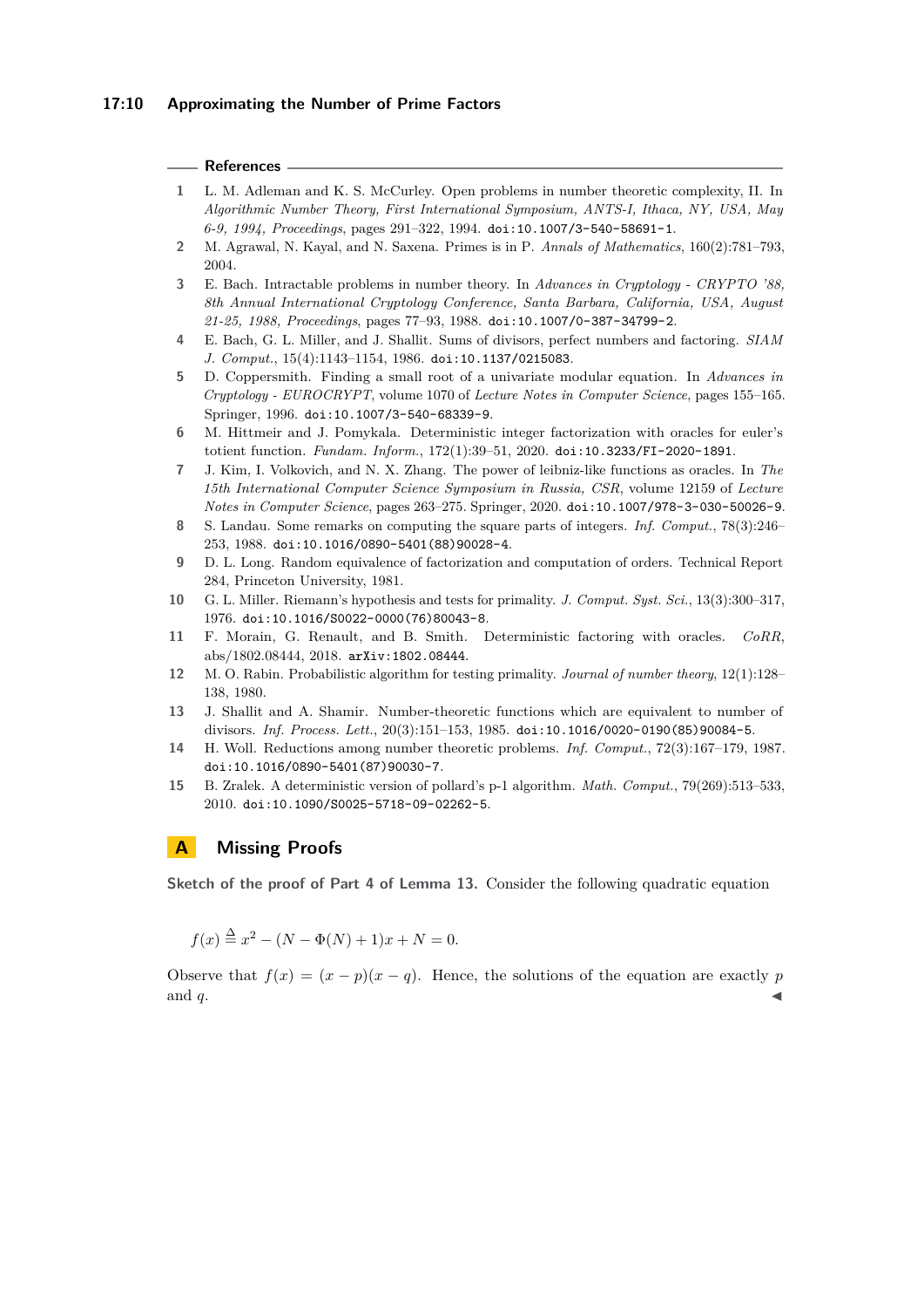## References

1. L. M. Adleman and K. S. McCurley. Open problems in number theoretic complexity, II. In *Algorithmic Number Theory, First International Symposium, ANTS-I, Ithaca, NY, USA, May 6-9, 1994, Proceedings*, pages 291–322, 1994. doi:10.1007/3-540-58691-1.
2. M. Agrawal, N. Kayal, and N. Saxena. Primes is in P. *Annals of Mathematics*, 160(2):781–793, 2004.
3. E. Bach. Intractable problems in number theory. In *Advances in Cryptology - CRYPTO '88, 8th Annual International Cryptology Conference, Santa Barbara, California, USA, August 21-25, 1988, Proceedings*, pages 77–93, 1988. doi:10.1007/0-387-34799-2.
4. E. Bach, G. L. Miller, and J. Shallit. Sums of divisors, perfect numbers and factoring. *SIAM J. Comput.*, 15(4):1143–1154, 1986. doi:10.1137/0215083.
5. D. Coppersmith. Finding a small root of a univariate modular equation. In *Advances in Cryptology - EUROCRYPT*, volume 1070 of *Lecture Notes in Computer Science*, pages 155–165. Springer, 1996. doi:10.1007/3-540-68339-9.
6. M. Hittmeir and J. Pomykala. Deterministic integer factorization with oracles for euler's totient function. *Fundam. Inform.*, 172(1):39–51, 2020. doi:10.3233/FI-2020-1891.
7. J. Kim, I. Volkovich, and N. X. Zhang. The power of leibniz-like functions as oracles. In *The 15th International Computer Science Symposium in Russia, CSR*, volume 12159 of *Lecture Notes in Computer Science*, pages 263–275. Springer, 2020. doi:10.1007/978-3-030-50026-9.
8. S. Landau. Some remarks on computing the square parts of integers. *Inf. Comput.*, 78(3):246–253, 1988. doi:10.1016/0890-5401(88)90028-4.
9. D. L. Long. Random equivalence of factorization and computation of orders. Technical Report 284, Princeton University, 1981.
10. G. L. Miller. Riemann's hypothesis and tests for primality. *J. Comput. Syst. Sci.*, 13(3):300–317, 1976. doi:10.1016/S0022-0000(76)80043-8.
11. F. Morain, G. Renault, and B. Smith. Deterministic factoring with oracles. *CoRR*, abs/1802.08444, 2018. arXiv:1802.08444.
12. M. O. Rabin. Probabilistic algorithm for testing primality. *Journal of number theory*, 12(1):128–138, 1980.
13. J. Shallit and A. Shamir. Number-theoretic functions which are equivalent to number of divisors. *Inf. Process. Lett.*, 20(3):151–153, 1985. doi:10.1016/0020-0190(85)90084-5.
14. H. Woll. Reductions among number theoretic problems. *Inf. Comput.*, 72(3):167–179, 1987. doi:10.1016/0890-5401(87)90030-7.
15. B. Zralek. A deterministic version of pollard's p-1 algorithm. *Math. Comput.*, 79(269):513–533, 2010. doi:10.1090/S0025-5718-09-02262-5.

# A Missing Proofs

**Sketch of the proof of Part 4 of Lemma 13.** Consider the following quadratic equation

$$f(x) \triangleq x^2 - (N - \Phi(N) + 1)x + N = 0.$$

Observe that $f(x) = (x - p)(x - q)$. Hence, the solutions of the equation are exactly $p$ and $q$. ◀